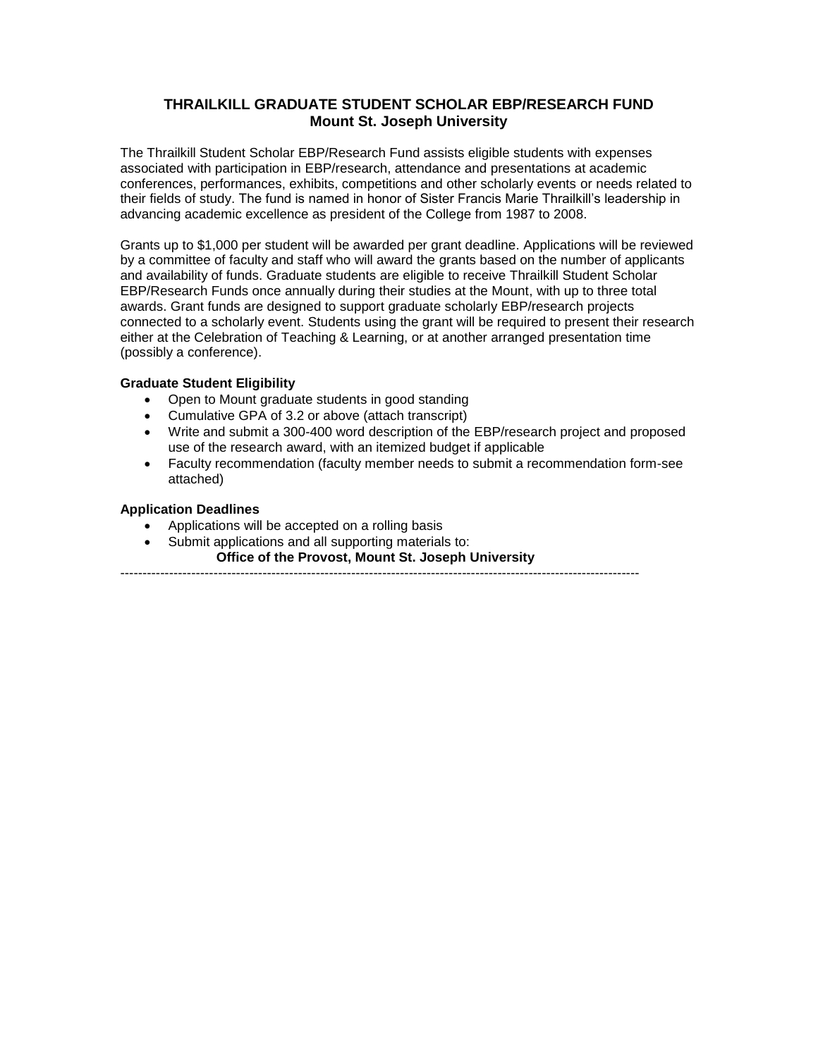# THRAILKILL GRADUATE STUDENT SCHOLAR EBP/RESEARCH FUND
## Mount St. Joseph University

The Thrailkill Student Scholar EBP/Research Fund assists eligible students with expenses associated with participation in EBP/research, attendance and presentations at academic conferences, performances, exhibits, competitions and other scholarly events or needs related to their fields of study. The fund is named in honor of Sister Francis Marie Thrailkill's leadership in advancing academic excellence as president of the College from 1987 to 2008.

Grants up to $1,000 per student will be awarded per grant deadline. Applications will be reviewed by a committee of faculty and staff who will award the grants based on the number of applicants and availability of funds. Graduate students are eligible to receive Thrailkill Student Scholar EBP/Research Funds once annually during their studies at the Mount, with up to three total awards. Grant funds are designed to support graduate scholarly EBP/research projects connected to a scholarly event. Students using the grant will be required to present their research either at the Celebration of Teaching & Learning, or at another arranged presentation time (possibly a conference).

**Graduate Student Eligibility**

- Open to Mount graduate students in good standing
- Cumulative GPA of 3.2 or above (attach transcript)
- Write and submit a 300-400 word description of the EBP/research project and proposed use of the research award, with an itemized budget if applicable
- Faculty recommendation (faculty member needs to submit a recommendation form-see attached)

**Application Deadlines**

- Applications will be accepted on a rolling basis
- Submit applications and all supporting materials to:
  **Office of the Provost, Mount St. Joseph University**

---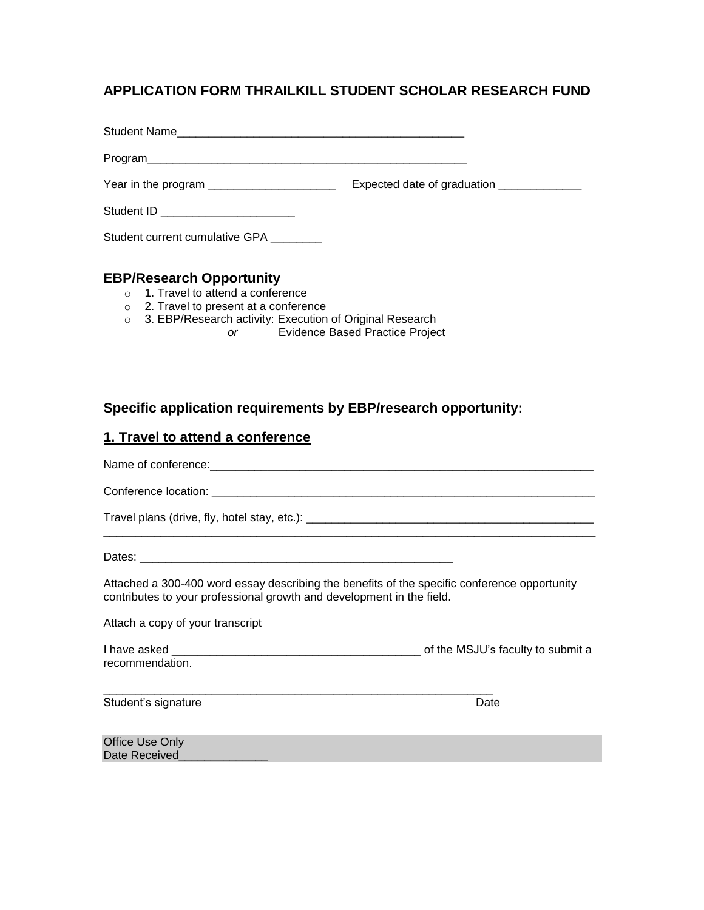## APPLICATION FORM THRAILKILL STUDENT SCHOLAR RESEARCH FUND

Student Name_____________________________________________

Program__________________________________________________

Year in the program ___________________    Expected date of graduation ____________

Student ID ___________________

Student current cumulative GPA ________

### EBP/Research Opportunity

- 1. Travel to attend a conference
- 2. Travel to present at a conference
- 3. EBP/Research activity: Execution of Original Research
  *or* Evidence Based Practice Project

### Specific application requirements by EBP/research opportunity:

### 1. Travel to attend a conference

Name of conference:__________________________________________________________

Conference location: __________________________________________________________

Travel plans (drive, fly, hotel stay, etc.): ___________________________________________
______________________________________________________________________________

Dates: ________________________________________________

Attached a 300-400 word essay describing the benefits of the specific conference opportunity contributes to your professional growth and development in the field.

Attach a copy of your transcript

I have asked _____________________________________ of the MSJU's faculty to submit a recommendation.

___________________________________________________________
Student's signature                                                                                    Date

Office Use Only
Date Received_____________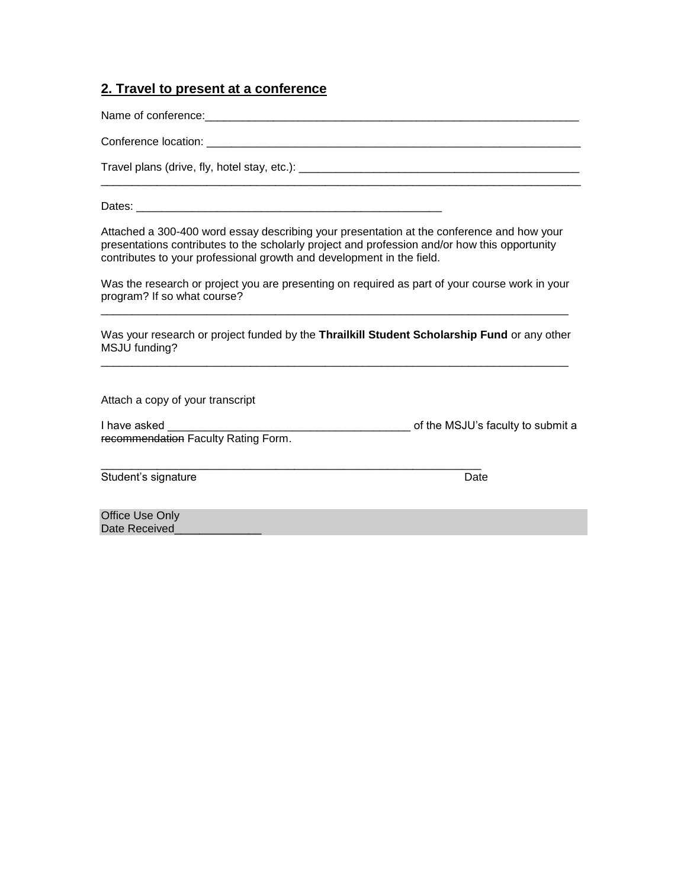## 2. Travel to present at a conference

Name of conference:_____________________________________________________________

Conference location: _____________________________________________________________

Travel plans (drive, fly, hotel stay, etc.): _____________________________________________
______________________________________________________________________________

Dates: __________________________________________________

Attached a 300-400 word essay describing your presentation at the conference and how your presentations contributes to the scholarly project and profession and/or how this opportunity contributes to your professional growth and development in the field.

Was the research or project you are presenting on required as part of your course work in your program? If so what course?
_____________________________________________________________________________

Was your research or project funded by the **Thrailkill Student Scholarship Fund** or any other MSJU funding?
_____________________________________________________________________________

Attach a copy of your transcript

I have asked _______________________________________ of the MSJU's faculty to submit a ~~recommendation~~ Faculty Rating Form.

______________________________________________________________
Student's signature Date

Office Use Only
Date Received______________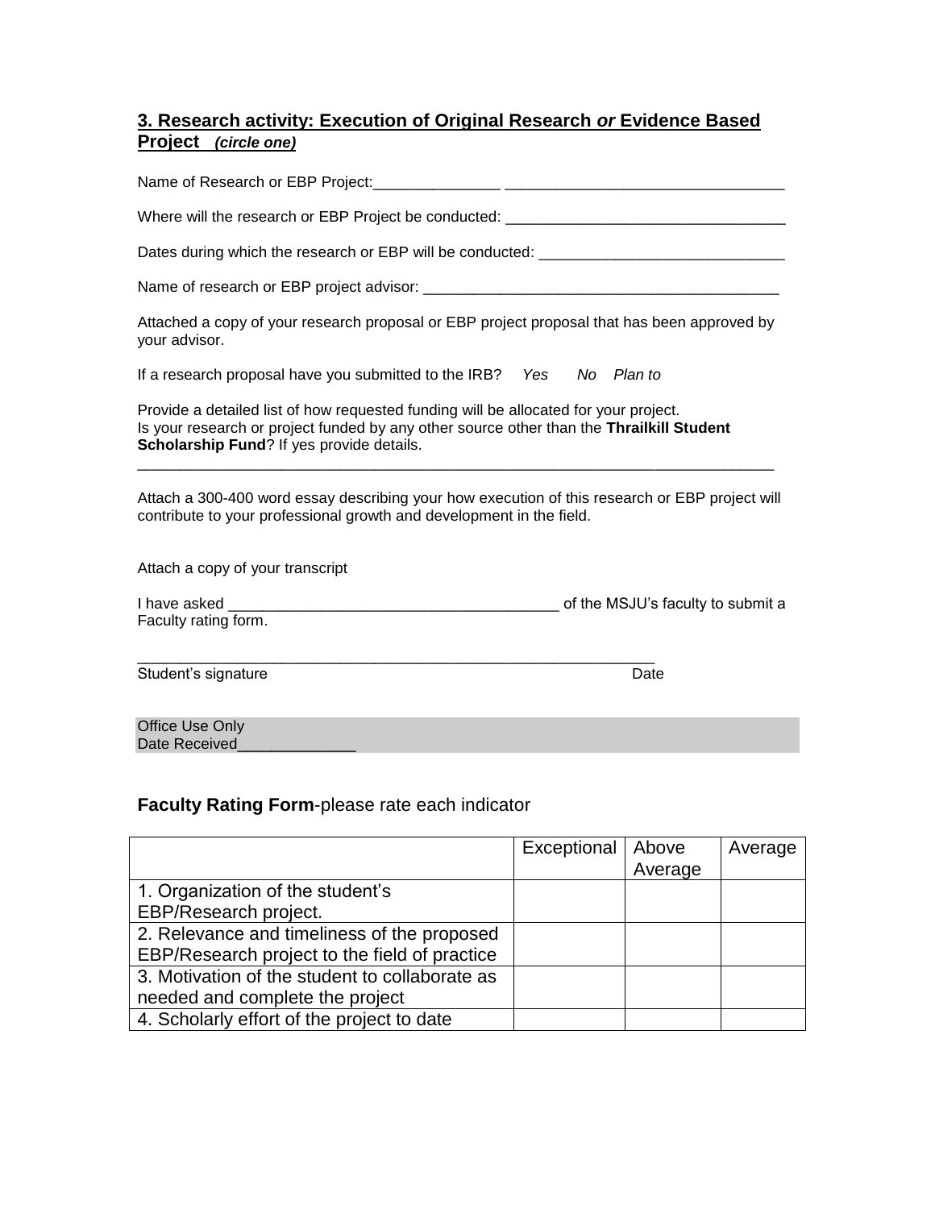## 3. Research activity: Execution of Original Research *or* Evidence Based Project *(circle one)*

Name of Research or EBP Project:_______________ _________________________________

Where will the research or EBP Project be conducted: _________________________________

Dates during which the research or EBP will be conducted: _____________________________

Name of research or EBP project advisor: ___________________________________________

Attached a copy of your research proposal or EBP project proposal that has been approved by your advisor.

If a research proposal have you submitted to the IRB? *Yes* *No* *Plan to*

Provide a detailed list of how requested funding will be allocated for your project.
Is your research or project funded by any other source other than the **Thrailkill Student Scholarship Fund**? If yes provide details.
_______________________________________________________________________________

Attach a 300-400 word essay describing your how execution of this research or EBP project will contribute to your professional growth and development in the field.

Attach a copy of your transcript

I have asked _______________________________________ of the MSJU's faculty to submit a Faculty rating form.

_________________________________________________________________
Student's signature Date

Office Use Only
Date Received______________

**Faculty Rating Form**-please rate each indicator

| | Exceptional | Above Average | Average |
|---|---|---|---|
| 1. Organization of the student's EBP/Research project. | | | |
| 2. Relevance and timeliness of the proposed EBP/Research project to the field of practice | | | |
| 3. Motivation of the student to collaborate as needed and complete the project | | | |
| 4. Scholarly effort of the project to date | | | |